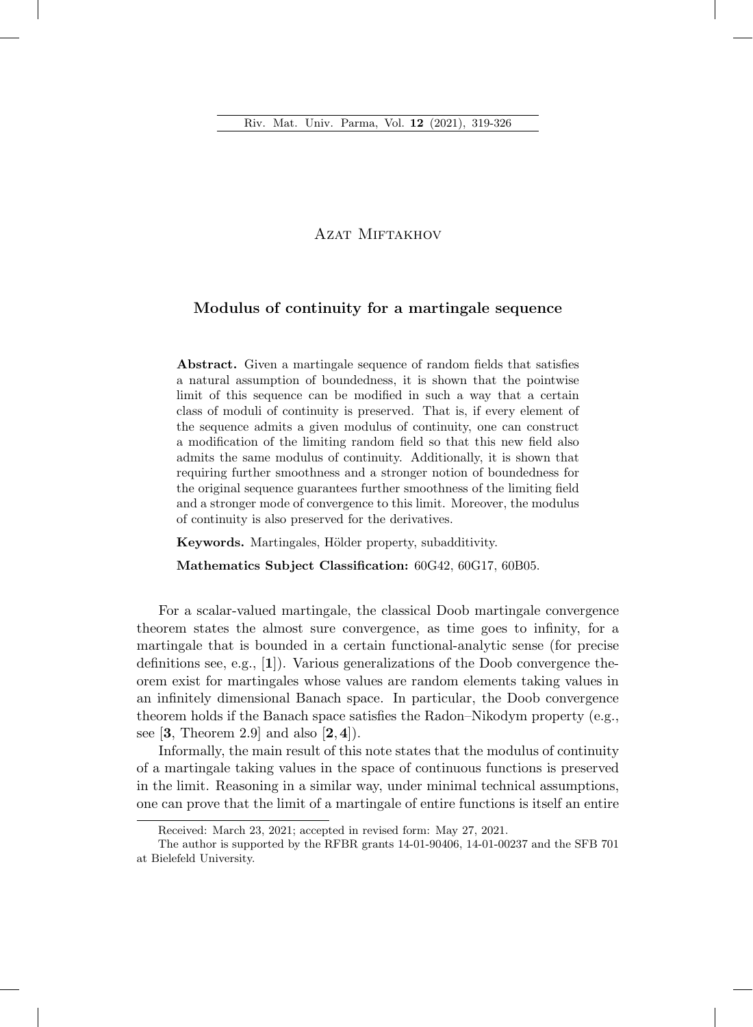Azat Miftakhov

# Modulus of continuity for a martingale sequence

**Abstract.** Given a martingale sequence of random fields that satisfies a natural assumption of boundedness, it is shown that the pointwise limit of this sequence can be modified in such a way that a certain class of moduli of continuity is preserved. That is, if every element of the sequence admits a given modulus of continuity, one can construct a modification of the limiting random field so that this new field also admits the same modulus of continuity. Additionally, it is shown that requiring further smoothness and a stronger notion of boundedness for the original sequence guarantees further smoothness of the limiting field and a stronger mode of convergence to this limit. Moreover, the modulus of continuity is also preserved for the derivatives.

**Keywords.** Martingales, Hölder property, subadditivity.

**Mathematics Subject Classification:** 60G42, 60G17, 60B05.

For a scalar-valued martingale, the classical Doob martingale convergence theorem states the almost sure convergence, as time goes to infinity, for a martingale that is bounded in a certain functional-analytic sense (for precise definitions see, e.g., [**1**]). Various generalizations of the Doob convergence theorem exist for martingales whose values are random elements taking values in an infinitely dimensional Banach space. In particular, the Doob convergence theorem holds if the Banach space satisfies the Radon–Nikodym property (e.g., see [**3**, Theorem 2.9] and also [**2**, **4**]).

Informally, the main result of this note states that the modulus of continuity of a martingale taking values in the space of continuous functions is preserved in the limit. Reasoning in a similar way, under minimal technical assumptions, one can prove that the limit of a martingale of entire functions is itself an entire

---

Received: March 23, 2021; accepted in revised form: May 27, 2021.

The author is supported by the RFBR grants 14-01-90406, 14-01-00237 and the SFB 701 at Bielefeld University.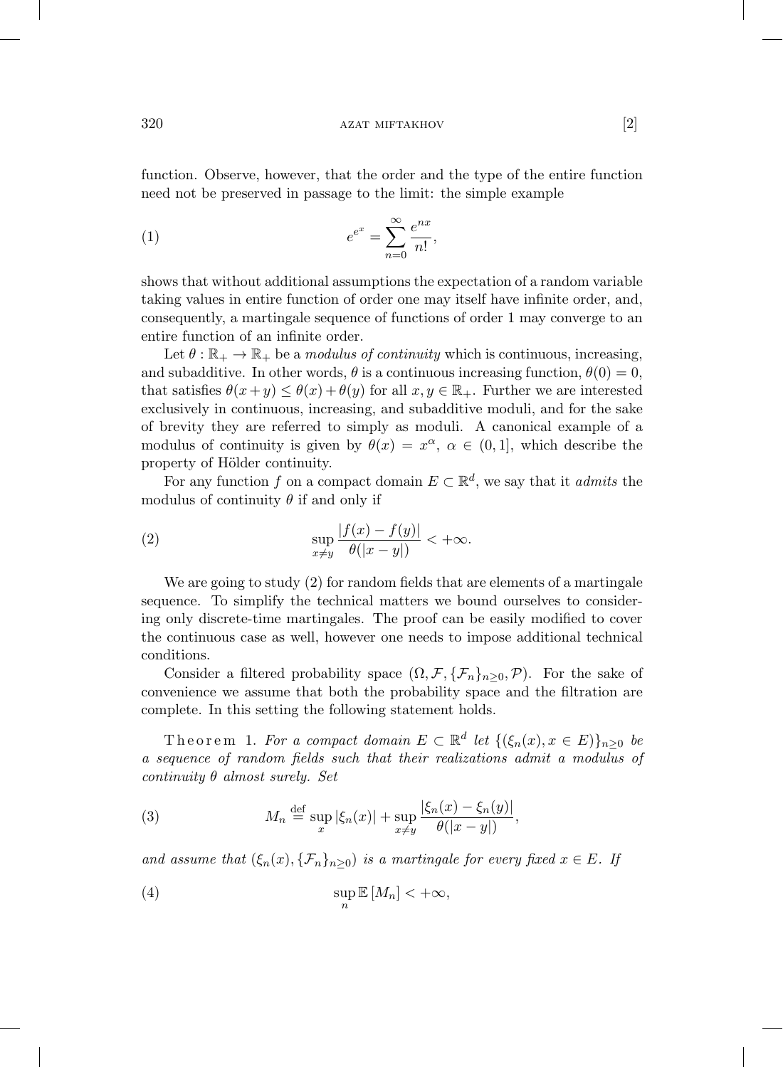function. Observe, however, that the order and the type of the entire function need not be preserved in passage to the limit: the simple example

$$e^{e^x} = \sum_{n=0}^{\infty} \frac{e^{nx}}{n!}, \tag{1}$$

shows that without additional assumptions the expectation of a random variable taking values in entire function of order one may itself have infinite order, and, consequently, a martingale sequence of functions of order 1 may converge to an entire function of an infinite order.

Let $\theta : \mathbb{R}_+ \to \mathbb{R}_+$ be a *modulus of continuity* which is continuous, increasing, and subadditive. In other words, $\theta$ is a continuous increasing function, $\theta(0) = 0$, that satisfies $\theta(x + y) \le \theta(x) + \theta(y)$ for all $x, y \in \mathbb{R}_+$. Further we are interested exclusively in continuous, increasing, and subadditive moduli, and for the sake of brevity they are referred to simply as moduli. A canonical example of a modulus of continuity is given by $\theta(x) = x^\alpha$, $\alpha \in (0, 1]$, which describe the property of Hölder continuity.

For any function $f$ on a compact domain $E \subset \mathbb{R}^d$, we say that it *admits* the modulus of continuity $\theta$ if and only if

$$\sup_{x \ne y} \frac{|f(x) - f(y)|}{\theta(|x - y|)} < +\infty. \tag{2}$$

We are going to study (2) for random fields that are elements of a martingale sequence. To simplify the technical matters we bound ourselves to considering only discrete-time martingales. The proof can be easily modified to cover the continuous case as well, however one needs to impose additional technical conditions.

Consider a filtered probability space $(\Omega, \mathcal{F}, \{\mathcal{F}_n\}_{n \ge 0}, \mathcal{P})$. For the sake of convenience we assume that both the probability space and the filtration are complete. In this setting the following statement holds.

Theorem 1. *For a compact domain $E \subset \mathbb{R}^d$ let $\{(\xi_n(x), x \in E)\}_{n \ge 0}$ be a sequence of random fields such that their realizations admit a modulus of continuity $\theta$ almost surely. Set*

$$M_n \stackrel{\text{def}}{=} \sup_x |\xi_n(x)| + \sup_{x \ne y} \frac{|\xi_n(x) - \xi_n(y)|}{\theta(|x - y|)}, \tag{3}$$

*and assume that $(\xi_n(x), \{\mathcal{F}_n\}_{n \ge 0})$ is a martingale for every fixed $x \in E$. If*

$$\sup_n \mathbb{E}\left[M_n\right] < +\infty, \tag{4}$$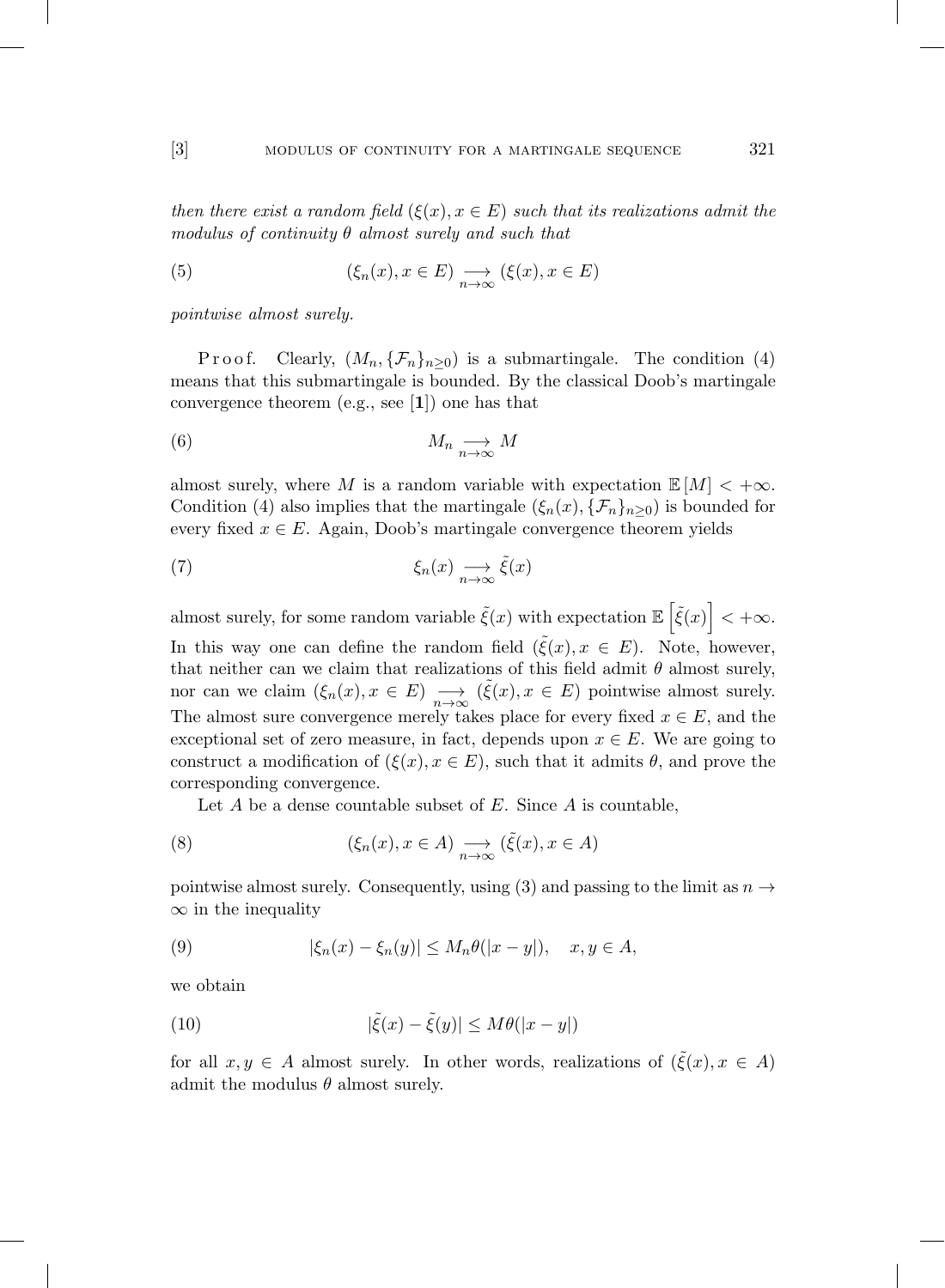*then there exist a random field $(\xi(x), x \in E)$ such that its realizations admit the modulus of continuity $\theta$ almost surely and such that*

$$(\xi_n(x), x \in E) \underset{n\to\infty}{\longrightarrow} (\xi(x), x \in E) \tag{5}$$

*pointwise almost surely.*

Proof. Clearly, $(M_n, \{\mathcal{F}_n\}_{n\geq 0})$ is a submartingale. The condition (4) means that this submartingale is bounded. By the classical Doob's martingale convergence theorem (e.g., see [**1**]) one has that

$$M_n \underset{n\to\infty}{\longrightarrow} M \tag{6}$$

almost surely, where $M$ is a random variable with expectation $\mathbb{E}[M] < +\infty$. Condition (4) also implies that the martingale $(\xi_n(x), \{\mathcal{F}_n\}_{n\geq 0})$ is bounded for every fixed $x \in E$. Again, Doob's martingale convergence theorem yields

$$\xi_n(x) \underset{n\to\infty}{\longrightarrow} \tilde{\xi}(x) \tag{7}$$

almost surely, for some random variable $\tilde{\xi}(x)$ with expectation $\mathbb{E}\left[\tilde{\xi}(x)\right] < +\infty$. In this way one can define the random field $(\tilde{\xi}(x), x \in E)$. Note, however, that neither can we claim that realizations of this field admit $\theta$ almost surely, nor can we claim $(\xi_n(x), x \in E) \underset{n\to\infty}{\longrightarrow} (\tilde{\xi}(x), x \in E)$ pointwise almost surely. The almost sure convergence merely takes place for every fixed $x \in E$, and the exceptional set of zero measure, in fact, depends upon $x \in E$. We are going to construct a modification of $(\xi(x), x \in E)$, such that it admits $\theta$, and prove the corresponding convergence.

Let $A$ be a dense countable subset of $E$. Since $A$ is countable,

$$(\xi_n(x), x \in A) \underset{n\to\infty}{\longrightarrow} (\tilde{\xi}(x), x \in A) \tag{8}$$

pointwise almost surely. Consequently, using (3) and passing to the limit as $n \to \infty$ in the inequality

$$|\xi_n(x) - \xi_n(y)| \leq M_n \theta(|x - y|), \quad x, y \in A, \tag{9}$$

we obtain

$$|\tilde{\xi}(x) - \tilde{\xi}(y)| \leq M\theta(|x - y|) \tag{10}$$

for all $x, y \in A$ almost surely. In other words, realizations of $(\tilde{\xi}(x), x \in A)$ admit the modulus $\theta$ almost surely.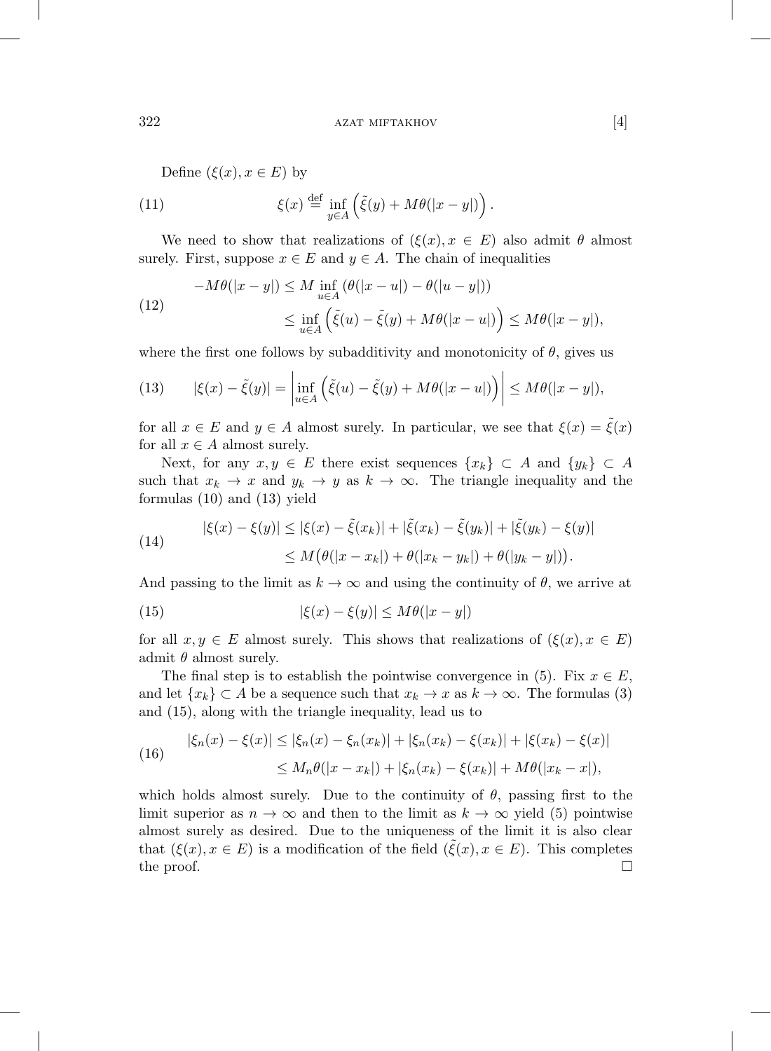Define $(\xi(x), x \in E)$ by

$$\xi(x) \overset{\text{def}}{=} \inf_{y \in A} \left( \tilde{\xi}(y) + M\theta(|x - y|) \right). \tag{11}$$

We need to show that realizations of $(\xi(x), x \in E)$ also admit $\theta$ almost surely. First, suppose $x \in E$ and $y \in A$. The chain of inequalities

$$\begin{aligned} -M\theta(|x-y|) &\le M \inf_{u \in A} \left( \theta(|x-u|) - \theta(|u-y|) \right) \\ &\le \inf_{u \in A} \left( \tilde{\xi}(u) - \tilde{\xi}(y) + M\theta(|x-u|) \right) \le M\theta(|x-y|), \end{aligned} \tag{12}$$

where the first one follows by subadditivity and monotonicity of $\theta$, gives us

$$|\xi(x) - \tilde{\xi}(y)| = \left| \inf_{u \in A} \left( \tilde{\xi}(u) - \tilde{\xi}(y) + M\theta(|x-u|) \right) \right| \le M\theta(|x-y|), \tag{13}$$

for all $x \in E$ and $y \in A$ almost surely. In particular, we see that $\xi(x) = \tilde{\xi}(x)$ for all $x \in A$ almost surely.

Next, for any $x, y \in E$ there exist sequences $\{x_k\} \subset A$ and $\{y_k\} \subset A$ such that $x_k \to x$ and $y_k \to y$ as $k \to \infty$. The triangle inequality and the formulas (10) and (13) yield

$$\begin{aligned} |\xi(x) - \xi(y)| &\le |\xi(x) - \tilde{\xi}(x_k)| + |\tilde{\xi}(x_k) - \tilde{\xi}(y_k)| + |\tilde{\xi}(y_k) - \xi(y)| \\ &\le M\big(\theta(|x - x_k|) + \theta(|x_k - y_k|) + \theta(|y_k - y|)\big). \end{aligned} \tag{14}$$

And passing to the limit as $k \to \infty$ and using the continuity of $\theta$, we arrive at

$$|\xi(x) - \xi(y)| \le M\theta(|x-y|) \tag{15}$$

for all $x, y \in E$ almost surely. This shows that realizations of $(\xi(x), x \in E)$ admit $\theta$ almost surely.

The final step is to establish the pointwise convergence in (5). Fix $x \in E$, and let $\{x_k\} \subset A$ be a sequence such that $x_k \to x$ as $k \to \infty$. The formulas (3) and (15), along with the triangle inequality, lead us to

$$\begin{aligned} |\xi_n(x) - \xi(x)| &\le |\xi_n(x) - \xi_n(x_k)| + |\xi_n(x_k) - \xi(x_k)| + |\xi(x_k) - \xi(x)| \\ &\le M_n\theta(|x - x_k|) + |\xi_n(x_k) - \xi(x_k)| + M\theta(|x_k - x|), \end{aligned} \tag{16}$$

which holds almost surely. Due to the continuity of $\theta$, passing first to the limit superior as $n \to \infty$ and then to the limit as $k \to \infty$ yield (5) pointwise almost surely as desired. Due to the uniqueness of the limit it is also clear that $(\xi(x), x \in E)$ is a modification of the field $(\tilde{\xi}(x), x \in E)$. This completes the proof. $\square$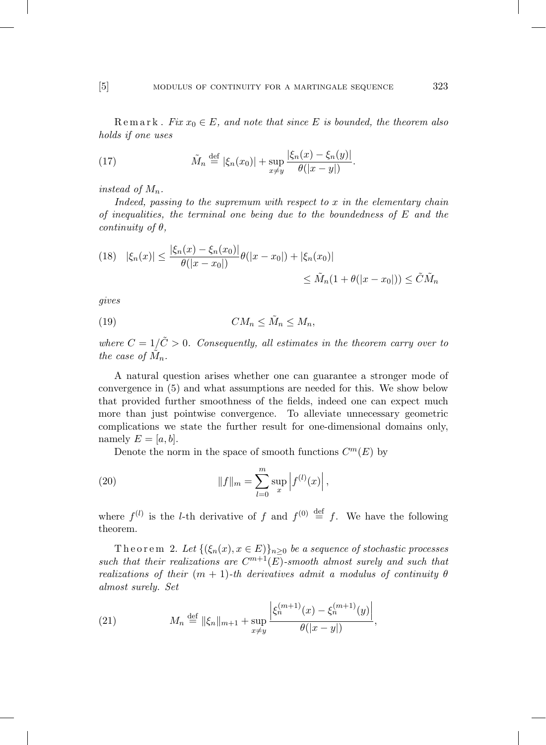Remark. *Fix $x_0 \in E$, and note that since $E$ is bounded, the theorem also holds if one uses*

$$\tilde{M}_n \stackrel{\text{def}}{=} |\xi_n(x_0)| + \sup_{x \neq y} \frac{|\xi_n(x) - \xi_n(y)|}{\theta(|x-y|)}. \tag{17}$$

*instead of $M_n$.*

*Indeed, passing to the supremum with respect to $x$ in the elementary chain of inequalities, the terminal one being due to the boundedness of $E$ and the continuity of $\theta$,*

$$\begin{aligned}|\xi_n(x)| &\leq \frac{|\xi_n(x) - \xi_n(x_0)|}{\theta(|x-x_0|)} \theta(|x - x_0|) + |\xi_n(x_0)| \\ &\leq \tilde{M}_n(1 + \theta(|x - x_0|)) \leq \tilde{C}\tilde{M}_n\end{aligned} \tag{18}$$

*gives*

$$CM_n \leq \tilde{M}_n \leq M_n, \tag{19}$$

*where $C = 1/\tilde{C} > 0$. Consequently, all estimates in the theorem carry over to the case of $\tilde{M}_n$.*

A natural question arises whether one can guarantee a stronger mode of convergence in (5) and what assumptions are needed for this. We show below that provided further smoothness of the fields, indeed one can expect much more than just pointwise convergence. To alleviate unnecessary geometric complications we state the further result for one-dimensional domains only, namely $E = [a, b]$.

Denote the norm in the space of smooth functions $C^m(E)$ by

$$\|f\|_m = \sum_{l=0}^{m} \sup_x \left| f^{(l)}(x) \right|, \tag{20}$$

where $f^{(l)}$ is the $l$-th derivative of $f$ and $f^{(0)} \stackrel{\text{def}}{=} f$. We have the following theorem.

Theorem 2. *Let $\{(\xi_n(x), x \in E)\}_{n \geq 0}$ be a sequence of stochastic processes such that their realizations are $C^{m+1}(E)$-smooth almost surely and such that realizations of their $(m+1)$-th derivatives admit a modulus of continuity $\theta$ almost surely. Set*

$$M_n \stackrel{\text{def}}{=} \|\xi_n\|_{m+1} + \sup_{x \neq y} \frac{\left| \xi_n^{(m+1)}(x) - \xi_n^{(m+1)}(y) \right|}{\theta(|x-y|)}, \tag{21}$$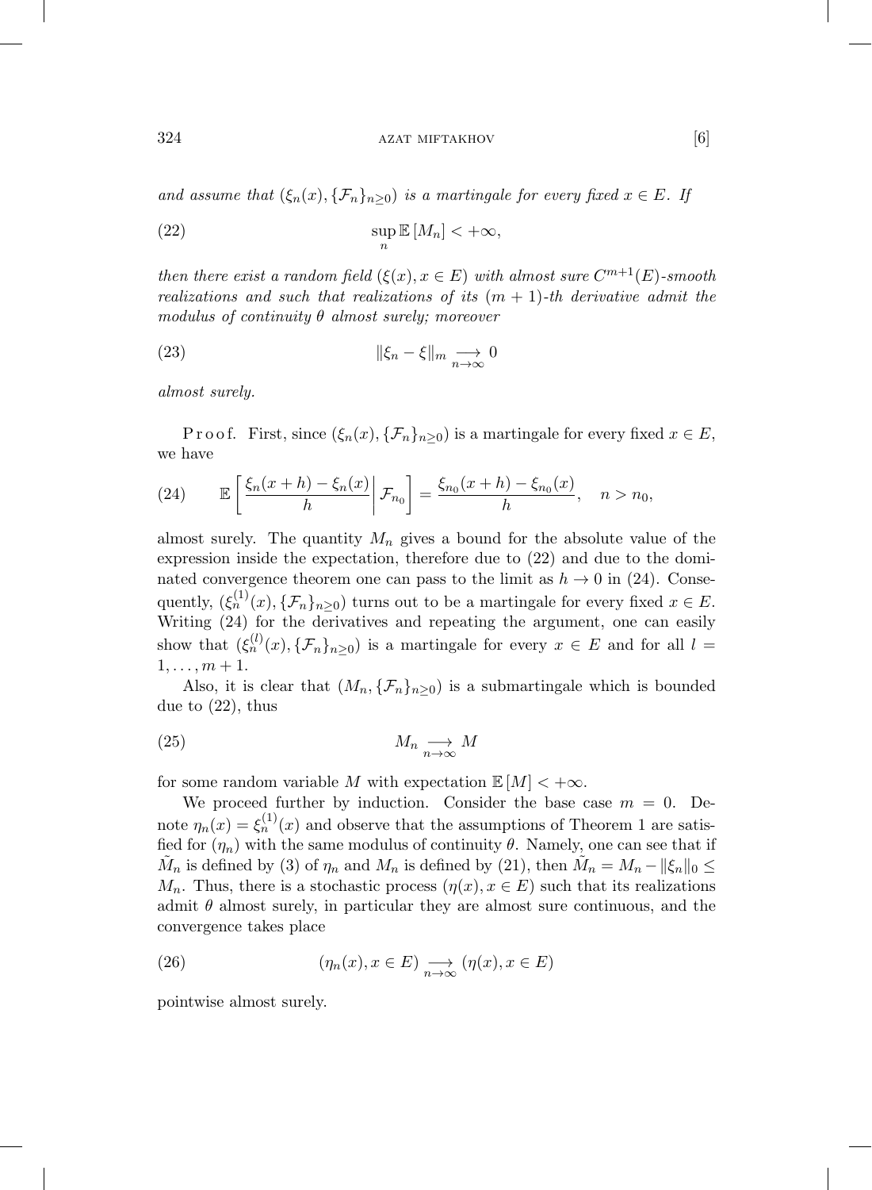*and assume that $(\xi_n(x), \{\mathcal{F}_n\}_{n\geq 0})$ is a martingale for every fixed $x \in E$. If*

$$\sup_n \mathbb{E}\,[M_n] < +\infty, \tag{22}$$

*then there exist a random field $(\xi(x), x \in E)$ with almost sure $C^{m+1}(E)$-smooth realizations and such that realizations of its $(m+1)$-th derivative admit the modulus of continuity $\theta$ almost surely; moreover*

$$\|\xi_n - \xi\|_m \underset{n\to\infty}{\longrightarrow} 0 \tag{23}$$

*almost surely.*

Proof. First, since $(\xi_n(x), \{\mathcal{F}_n\}_{n\geq 0})$ is a martingale for every fixed $x \in E$, we have

$$\mathbb{E}\left[\left.\frac{\xi_n(x+h) - \xi_n(x)}{h}\right| \mathcal{F}_{n_0}\right] = \frac{\xi_{n_0}(x+h) - \xi_{n_0}(x)}{h}, \quad n > n_0, \tag{24}$$

almost surely. The quantity $M_n$ gives a bound for the absolute value of the expression inside the expectation, therefore due to (22) and due to the dominated convergence theorem one can pass to the limit as $h \to 0$ in (24). Consequently, $(\xi_n^{(1)}(x), \{\mathcal{F}_n\}_{n\geq 0})$ turns out to be a martingale for every fixed $x \in E$. Writing (24) for the derivatives and repeating the argument, one can easily show that $(\xi_n^{(l)}(x), \{\mathcal{F}_n\}_{n\geq 0})$ is a martingale for every $x \in E$ and for all $l = 1, \ldots, m+1$.

Also, it is clear that $(M_n, \{\mathcal{F}_n\}_{n\geq 0})$ is a submartingale which is bounded due to (22), thus

$$M_n \underset{n\to\infty}{\longrightarrow} M \tag{25}$$

for some random variable $M$ with expectation $\mathbb{E}\,[M] < +\infty$.

We proceed further by induction. Consider the base case $m = 0$. Denote $\eta_n(x) = \xi_n^{(1)}(x)$ and observe that the assumptions of Theorem 1 are satisfied for $(\eta_n)$ with the same modulus of continuity $\theta$. Namely, one can see that if $\tilde{M}_n$ is defined by (3) of $\eta_n$ and $M_n$ is defined by (21), then $\tilde{M}_n = M_n - \|\xi_n\|_0 \leq M_n$. Thus, there is a stochastic process $(\eta(x), x \in E)$ such that its realizations admit $\theta$ almost surely, in particular they are almost sure continuous, and the convergence takes place

$$(\eta_n(x), x \in E) \underset{n\to\infty}{\longrightarrow} (\eta(x), x \in E) \tag{26}$$

pointwise almost surely.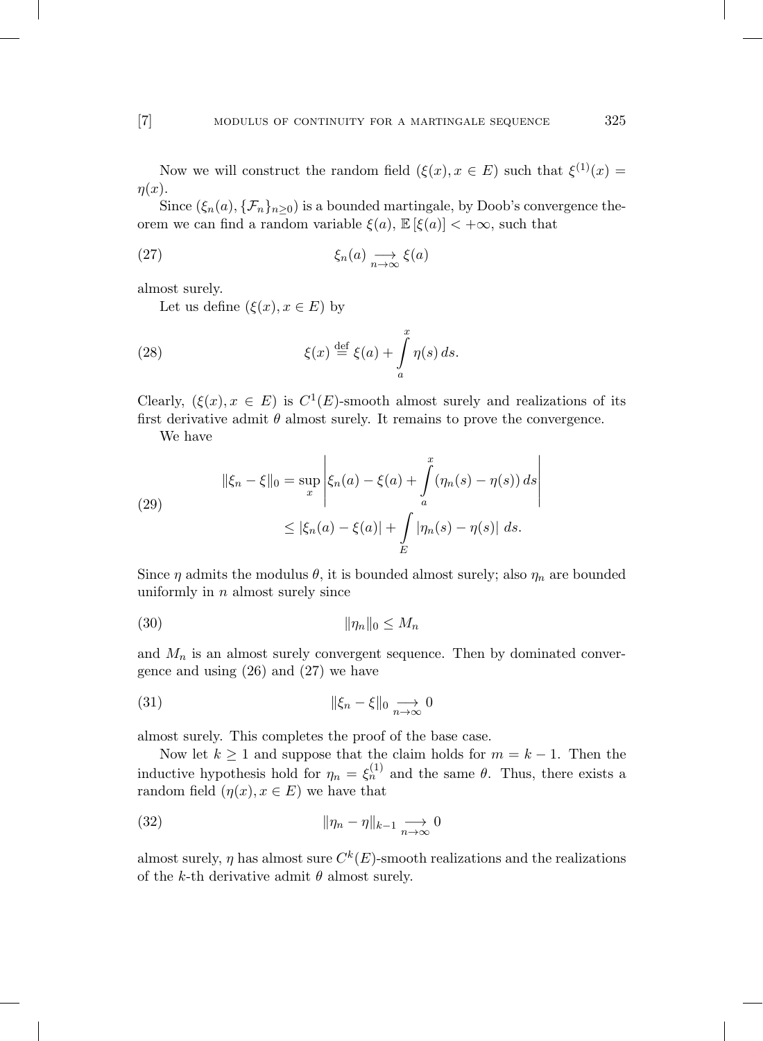Now we will construct the random field $(\xi(x), x \in E)$ such that $\xi^{(1)}(x) = \eta(x)$.

Since $(\xi_n(a), \{\mathcal{F}_n\}_{n\geq 0})$ is a bounded martingale, by Doob's convergence theorem we can find a random variable $\xi(a)$, $\mathbb{E}\,[\xi(a)] < +\infty$, such that

$$\xi_n(a) \underset{n\to\infty}{\longrightarrow} \xi(a) \tag{27}$$

almost surely.

Let us define $(\xi(x), x \in E)$ by

$$\xi(x) \stackrel{\text{def}}{=} \xi(a) + \int_a^x \eta(s)\, ds. \tag{28}$$

Clearly, $(\xi(x), x \in E)$ is $C^1(E)$-smooth almost surely and realizations of its first derivative admit $\theta$ almost surely. It remains to prove the convergence.

We have

$$\begin{aligned}\|\xi_n - \xi\|_0 &= \sup_x \left| \xi_n(a) - \xi(a) + \int_a^x (\eta_n(s) - \eta(s))\, ds \right| \\ &\leq |\xi_n(a) - \xi(a)| + \int_E |\eta_n(s) - \eta(s)|\, ds.\end{aligned} \tag{29}$$

Since $\eta$ admits the modulus $\theta$, it is bounded almost surely; also $\eta_n$ are bounded uniformly in $n$ almost surely since

$$\|\eta_n\|_0 \leq M_n \tag{30}$$

and $M_n$ is an almost surely convergent sequence. Then by dominated convergence and using (26) and (27) we have

$$\|\xi_n - \xi\|_0 \underset{n\to\infty}{\longrightarrow} 0 \tag{31}$$

almost surely. This completes the proof of the base case.

Now let $k \geq 1$ and suppose that the claim holds for $m = k - 1$. Then the inductive hypothesis hold for $\eta_n = \xi_n^{(1)}$ and the same $\theta$. Thus, there exists a random field $(\eta(x), x \in E)$ we have that

$$\|\eta_n - \eta\|_{k-1} \underset{n\to\infty}{\longrightarrow} 0 \tag{32}$$

almost surely, $\eta$ has almost sure $C^k(E)$-smooth realizations and the realizations of the $k$-th derivative admit $\theta$ almost surely.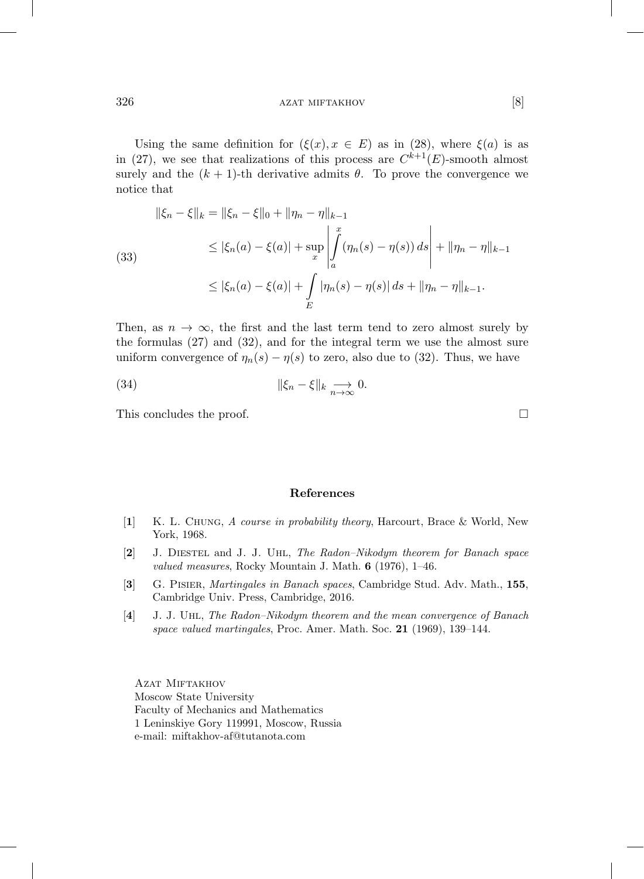Using the same definition for $(\xi(x), x \in E)$ as in (28), where $\xi(a)$ is as in (27), we see that realizations of this process are $C^{k+1}(E)$-smooth almost surely and the $(k+1)$-th derivative admits $\theta$. To prove the convergence we notice that

$$
\begin{aligned}
\|\xi_n - \xi\|_k &= \|\xi_n - \xi\|_0 + \|\eta_n - \eta\|_{k-1} \\
&\leq |\xi_n(a) - \xi(a)| + \sup_x \left| \int_a^x (\eta_n(s) - \eta(s))\, ds \right| + \|\eta_n - \eta\|_{k-1} \\
&\leq |\xi_n(a) - \xi(a)| + \int_E |\eta_n(s) - \eta(s)|\, ds + \|\eta_n - \eta\|_{k-1}.
\end{aligned}
\tag{33}
$$

Then, as $n \to \infty$, the first and the last term tend to zero almost surely by the formulas (27) and (32), and for the integral term we use the almost sure uniform convergence of $\eta_n(s) - \eta(s)$ to zero, also due to (32). Thus, we have

$$
\|\xi_n - \xi\|_k \underset{n\to\infty}{\longrightarrow} 0. \tag{34}
$$

This concludes the proof. □

## References

[**1**] K. L. Chung, *A course in probability theory*, Harcourt, Brace & World, New York, 1968.

[**2**] J. Diestel and J. J. Uhl, *The Radon–Nikodym theorem for Banach space valued measures*, Rocky Mountain J. Math. **6** (1976), 1–46.

[**3**] G. Pisier, *Martingales in Banach spaces*, Cambridge Stud. Adv. Math., **155**, Cambridge Univ. Press, Cambridge, 2016.

[**4**] J. J. Uhl, *The Radon–Nikodym theorem and the mean convergence of Banach space valued martingales*, Proc. Amer. Math. Soc. **21** (1969), 139–144.

Azat Miftakhov
Moscow State University
Faculty of Mechanics and Mathematics
1 Leninskiye Gory 119991, Moscow, Russia
e-mail: miftakhov-af@tutanota.com